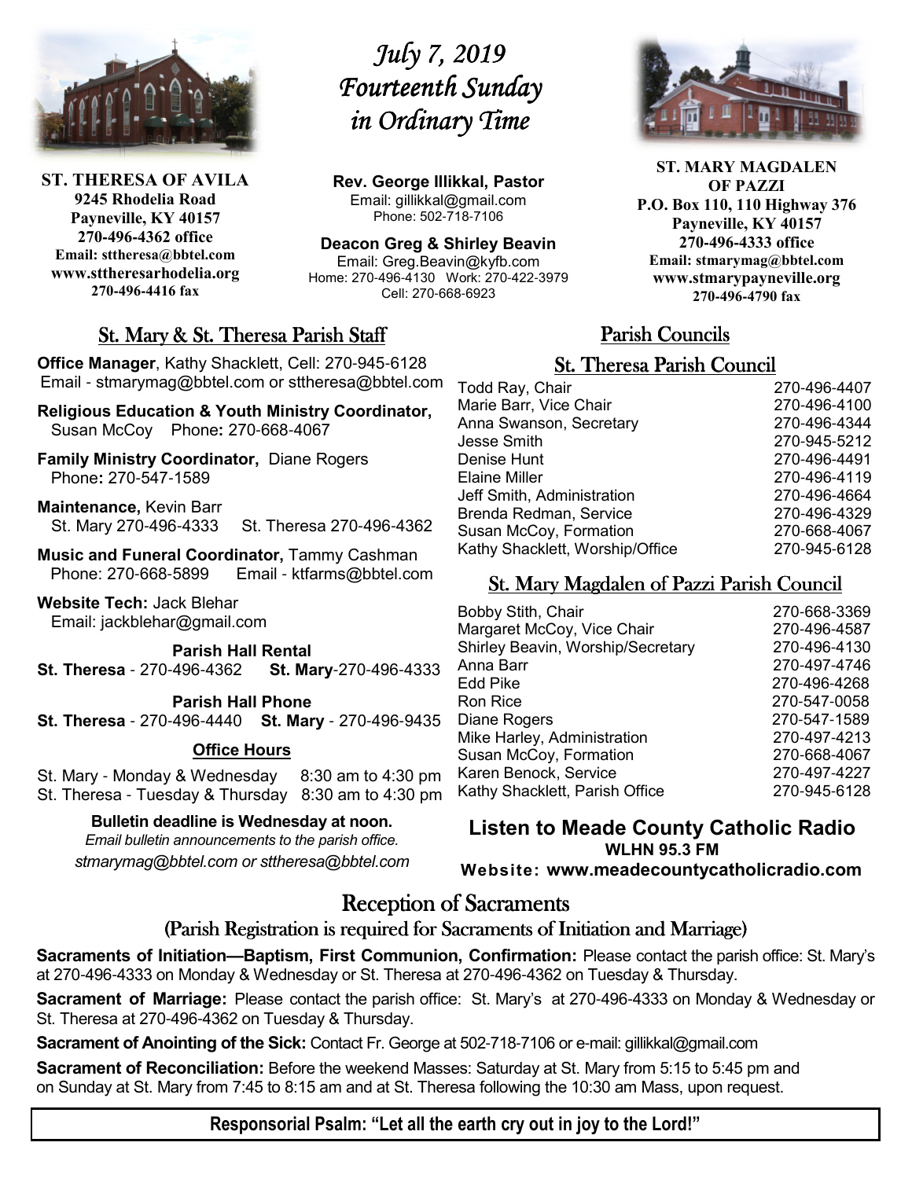# July 7, 2019
# Fourteenth Sunday in Ordinary Time

**ST. THERESA OF AVILA**
**9245 Rhodelia Road**
**Payneville, KY 40157**
**270-496-4362 office**
**Email: sttheresa@bbtel.com**
**www.sttheresarhodelia.org**
**270-496-4416 fax**

**Rev. George Illikkal, Pastor**
Email: gillikkal@gmail.com
Phone: 502-718-7106

**Deacon Greg & Shirley Beavin**
Email: Greg.Beavin@kyfb.com
Home: 270-496-4130 Work: 270-422-3979
Cell: 270-668-6923

**ST. MARY MAGDALEN OF PAZZI**
**P.O. Box 110, 110 Highway 376**
**Payneville, KY 40157**
**270-496-4333 office**
**Email: stmarymag@bbtel.com**
**www.stmarypayneville.org**
**270-496-4790 fax**

## St. Mary & St. Theresa Parish Staff

**Office Manager**, Kathy Shacklett, Cell: 270-945-6128
Email - stmarymag@bbtel.com or sttheresa@bbtel.com

**Religious Education & Youth Ministry Coordinator,** Susan McCoy Phone**:** 270-668-4067

**Family Ministry Coordinator,** Diane Rogers
Phone**:** 270-547-1589

**Maintenance,** Kevin Barr
St. Mary 270-496-4333 St. Theresa 270-496-4362

**Music and Funeral Coordinator,** Tammy Cashman
Phone: 270-668-5899 Email - ktfarms@bbtel.com

**Website Tech:** Jack Blehar
Email: jackblehar@gmail.com

**Parish Hall Rental**
**St. Theresa** - 270-496-4362 **St. Mary**-270-496-4333

**Parish Hall Phone**
**St. Theresa** - 270-496-4440 **St. Mary** - 270-496-9435

**Office Hours**

St. Mary - Monday & Wednesday 8:30 am to 4:30 pm
St. Theresa - Tuesday & Thursday 8:30 am to 4:30 pm

**Bulletin deadline is Wednesday at noon.**
*Email bulletin announcements to the parish office.*
*stmarymag@bbtel.com or sttheresa@bbtel.com*

## Parish Councils

### St. Theresa Parish Council

| | |
|---|---|
| Todd Ray, Chair | 270-496-4407 |
| Marie Barr, Vice Chair | 270-496-4100 |
| Anna Swanson, Secretary | 270-496-4344 |
| Jesse Smith | 270-945-5212 |
| Denise Hunt | 270-496-4491 |
| Elaine Miller | 270-496-4119 |
| Jeff Smith, Administration | 270-496-4664 |
| Brenda Redman, Service | 270-496-4329 |
| Susan McCoy, Formation | 270-668-4067 |
| Kathy Shacklett, Worship/Office | 270-945-6128 |

### St. Mary Magdalen of Pazzi Parish Council

| | |
|---|---|
| Bobby Stith, Chair | 270-668-3369 |
| Margaret McCoy, Vice Chair | 270-496-4587 |
| Shirley Beavin, Worship/Secretary | 270-496-4130 |
| Anna Barr | 270-497-4746 |
| Edd Pike | 270-496-4268 |
| Ron Rice | 270-547-0058 |
| Diane Rogers | 270-547-1589 |
| Mike Harley, Administration | 270-497-4213 |
| Susan McCoy, Formation | 270-668-4067 |
| Karen Benock, Service | 270-497-4227 |
| Kathy Shacklett, Parish Office | 270-945-6128 |

**Listen to Meade County Catholic Radio**
**WLHN 95.3 FM**
**Website: www.meadecountycatholicradio.com**

## Reception of Sacraments

### (Parish Registration is required for Sacraments of Initiation and Marriage)

**Sacraments of Initiation—Baptism, First Communion, Confirmation:** Please contact the parish office: St. Mary's at 270-496-4333 on Monday & Wednesday or St. Theresa at 270-496-4362 on Tuesday & Thursday.

**Sacrament of Marriage:** Please contact the parish office: St. Mary's at 270-496-4333 on Monday & Wednesday or St. Theresa at 270-496-4362 on Tuesday & Thursday.

**Sacrament of Anointing of the Sick:** Contact Fr. George at 502-718-7106 or e-mail: gillikkal@gmail.com

**Sacrament of Reconciliation:** Before the weekend Masses: Saturday at St. Mary from 5:15 to 5:45 pm and on Sunday at St. Mary from 7:45 to 8:15 am and at St. Theresa following the 10:30 am Mass, upon request.

**Responsorial Psalm: "Let all the earth cry out in joy to the Lord!"**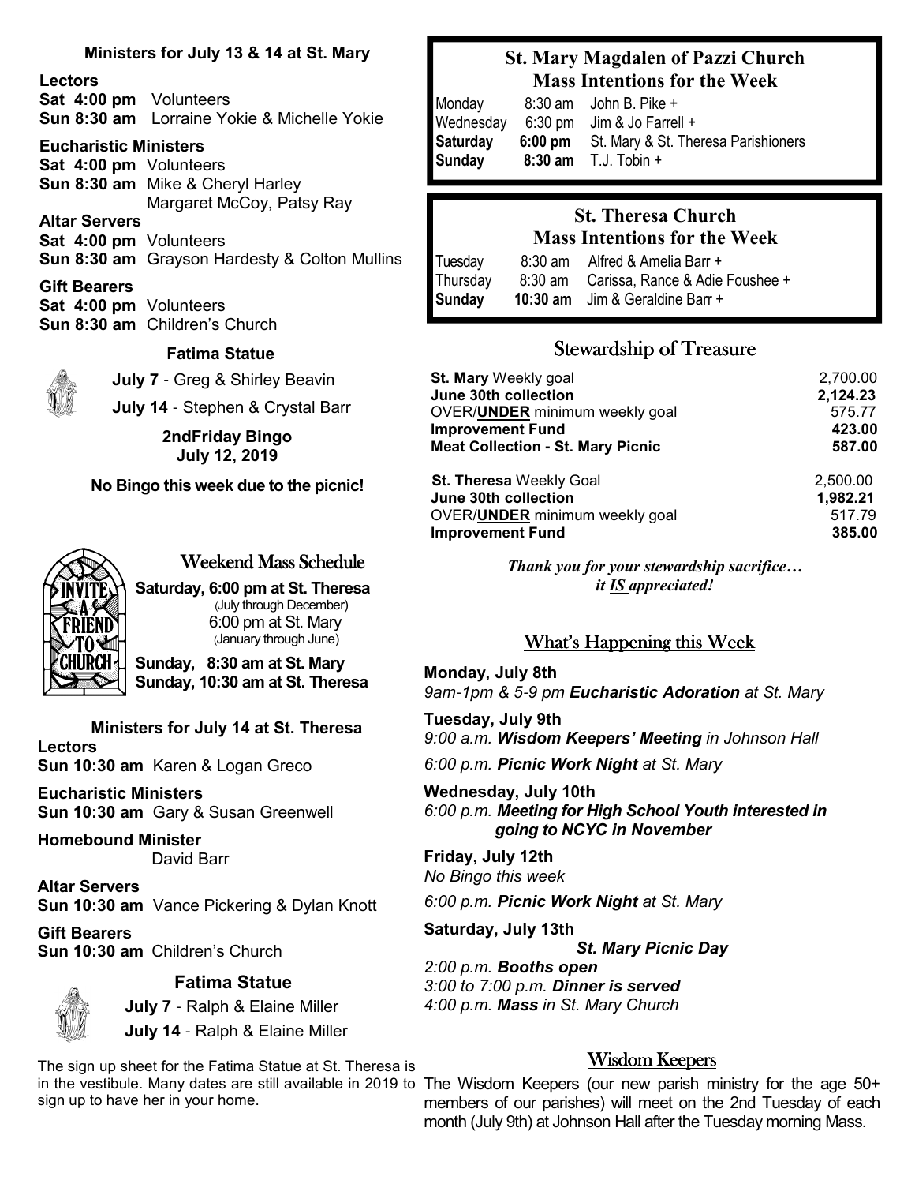### Ministers for July 13 & 14 at St. Mary

**Lectors**
**Sat 4:00 pm** Volunteers
**Sun 8:30 am** Lorraine Yokie & Michelle Yokie

**Eucharistic Ministers**
**Sat 4:00 pm** Volunteers
**Sun 8:30 am** Mike & Cheryl Harley
Margaret McCoy, Patsy Ray

**Altar Servers**
**Sat 4:00 pm** Volunteers
**Sun 8:30 am** Grayson Hardesty & Colton Mullins

**Gift Bearers**
**Sat 4:00 pm** Volunteers
**Sun 8:30 am** Children's Church

**Fatima Statue**

**July 7** - Greg & Shirley Beavin

**July 14** - Stephen & Crystal Barr

**2ndFriday Bingo**
**July 12, 2019**

**No Bingo this week due to the picnic!**

## Weekend Mass Schedule

**Saturday, 6:00 pm at St. Theresa**
(July through December)
6:00 pm at St. Mary
(January through June)

**Sunday, 8:30 am at St. Mary**
**Sunday, 10:30 am at St. Theresa**

### Ministers for July 14 at St. Theresa

**Lectors**
**Sun 10:30 am** Karen & Logan Greco

**Eucharistic Ministers**
**Sun 10:30 am** Gary & Susan Greenwell

**Homebound Minister**
David Barr

**Altar Servers**
**Sun 10:30 am** Vance Pickering & Dylan Knott

**Gift Bearers**
**Sun 10:30 am** Children's Church

**Fatima Statue**

**July 7** - Ralph & Elaine Miller

**July 14** - Ralph & Elaine Miller

The sign up sheet for the Fatima Statue at St. Theresa is in the vestibule. Many dates are still available in 2019 to sign up to have her in your home.

## St. Mary Magdalen of Pazzi Church Mass Intentions for the Week

| | | |
|---|---|---|
| Monday | 8:30 am | John B. Pike + |
| Wednesday | 6:30 pm | Jim & Jo Farrell + |
| **Saturday** | **6:00 pm** | St. Mary & St. Theresa Parishioners |
| **Sunday** | **8:30 am** | T.J. Tobin + |

## St. Theresa Church Mass Intentions for the Week

| | | |
|---|---|---|
| Tuesday | 8:30 am | Alfred & Amelia Barr + |
| Thursday | 8:30 am | Carissa, Rance & Adie Foushee + |
| **Sunday** | **10:30 am** | Jim & Geraldine Barr + |

## Stewardship of Treasure

| | |
|---|---|
| **St. Mary** Weekly goal | 2,700.00 |
| **June 30th collection** | **2,124.23** |
| OVER/**UNDER** minimum weekly goal | 575.77 |
| **Improvement Fund** | **423.00** |
| **Meat Collection - St. Mary Picnic** | **587.00** |
| | |
| **St. Theresa** Weekly Goal | 2,500.00 |
| **June 30th collection** | **1,982.21** |
| OVER/**UNDER** minimum weekly goal | 517.79 |
| **Improvement Fund** | **385.00** |

***Thank you for your stewardship sacrifice… it IS appreciated!***

## What's Happening this Week

**Monday, July 8th**
*9am-1pm & 5-9 pm **Eucharistic Adoration** at St. Mary*

**Tuesday, July 9th**
*9:00 a.m. **Wisdom Keepers' Meeting** in Johnson Hall*

*6:00 p.m. **Picnic Work Night** at St. Mary*

**Wednesday, July 10th**
*6:00 p.m. **Meeting for High School Youth interested in going to NCYC in November***

**Friday, July 12th**
*No Bingo this week*

*6:00 p.m. **Picnic Work Night** at St. Mary*

**Saturday, July 13th**
***St. Mary Picnic Day***
*2:00 p.m. **Booths open***
*3:00 to 7:00 p.m. **Dinner is served***
*4:00 p.m. **Mass** in St. Mary Church*

## Wisdom Keepers

The Wisdom Keepers (our new parish ministry for the age 50+ members of our parishes) will meet on the 2nd Tuesday of each month (July 9th) at Johnson Hall after the Tuesday morning Mass.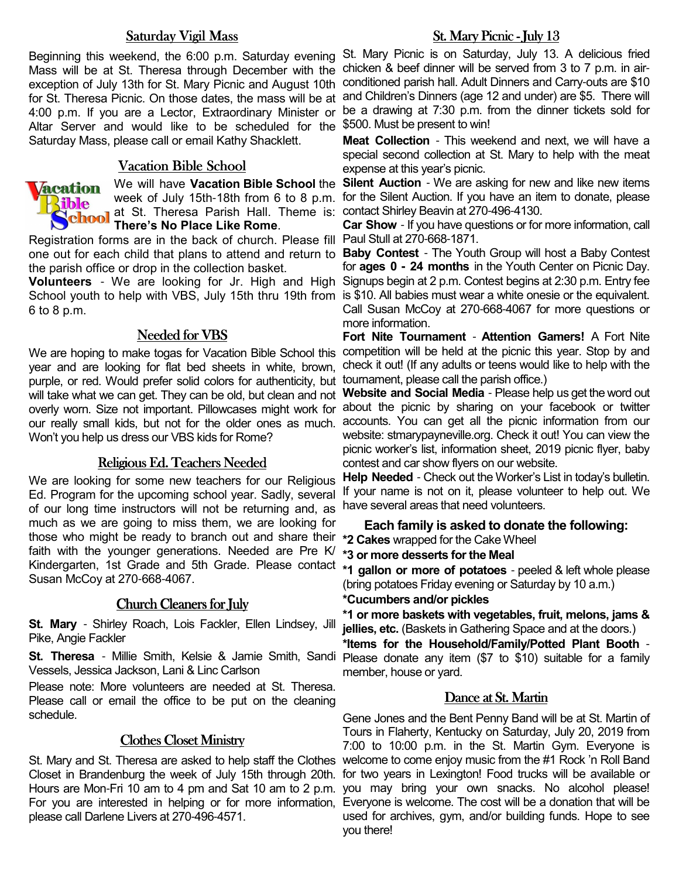## Saturday Vigil Mass

Beginning this weekend, the 6:00 p.m. Saturday evening Mass will be at St. Theresa through December with the exception of July 13th for St. Mary Picnic and August 10th for St. Theresa Picnic. On those dates, the mass will be at 4:00 p.m. If you are a Lector, Extraordinary Minister or Altar Server and would like to be scheduled for the Saturday Mass, please call or email Kathy Shacklett.

## Vacation Bible School

We will have **Vacation Bible School** the week of July 15th-18th from 6 to 8 p.m. at St. Theresa Parish Hall. Theme is: **There's No Place Like Rome**.

Registration forms are in the back of church. Please fill one out for each child that plans to attend and return to the parish office or drop in the collection basket.

**Volunteers** - We are looking for Jr. High and High School youth to help with VBS, July 15th thru 19th from 6 to 8 p.m.

## Needed for VBS

We are hoping to make togas for Vacation Bible School this year and are looking for flat bed sheets in white, brown, purple, or red. Would prefer solid colors for authenticity, but will take what we can get. They can be old, but clean and not overly worn. Size not important. Pillowcases might work for our really small kids, but not for the older ones as much. Won't you help us dress our VBS kids for Rome?

## Religious Ed. Teachers Needed

We are looking for some new teachers for our Religious Ed. Program for the upcoming school year. Sadly, several of our long time instructors will not be returning and, as much as we are going to miss them, we are looking for those who might be ready to branch out and share their faith with the younger generations. Needed are Pre K/ Kindergarten, 1st Grade and 5th Grade. Please contact Susan McCoy at 270-668-4067.

## Church Cleaners for July

**St. Mary** - Shirley Roach, Lois Fackler, Ellen Lindsey, Jill Pike, Angie Fackler

**St. Theresa** - Millie Smith, Kelsie & Jamie Smith, Sandi Vessels, Jessica Jackson, Lani & Linc Carlson

Please note: More volunteers are needed at St. Theresa. Please call or email the office to be put on the cleaning schedule.

## Clothes Closet Ministry

St. Mary and St. Theresa are asked to help staff the Clothes Closet in Brandenburg the week of July 15th through 20th. Hours are Mon-Fri 10 am to 4 pm and Sat 10 am to 2 p.m. For you are interested in helping or for more information, please call Darlene Livers at 270-496-4571.

## St. Mary Picnic - July 13

St. Mary Picnic is on Saturday, July 13. A delicious fried chicken & beef dinner will be served from 3 to 7 p.m. in air-conditioned parish hall. Adult Dinners and Carry-outs are $10 and Children's Dinners (age 12 and under) are $5. There will be a drawing at 7:30 p.m. from the dinner tickets sold for $500. Must be present to win!

**Meat Collection** - This weekend and next, we will have a special second collection at St. Mary to help with the meat expense at this year's picnic.

**Silent Auction** - We are asking for new and like new items for the Silent Auction. If you have an item to donate, please contact Shirley Beavin at 270-496-4130.

**Car Show** - If you have questions or for more information, call Paul Stull at 270-668-1871.

**Baby Contest** - The Youth Group will host a Baby Contest for **ages 0 - 24 months** in the Youth Center on Picnic Day. Signups begin at 2 p.m. Contest begins at 2:30 p.m. Entry fee is $10. All babies must wear a white onesie or the equivalent. Call Susan McCoy at 270-668-4067 for more questions or more information.

**Fort Nite Tournament** - **Attention Gamers!** A Fort Nite competition will be held at the picnic this year. Stop by and check it out! (If any adults or teens would like to help with the tournament, please call the parish office.)

**Website and Social Media** - Please help us get the word out about the picnic by sharing on your facebook or twitter accounts. You can get all the picnic information from our website: stmarypayneville.org. Check it out! You can view the picnic worker's list, information sheet, 2019 picnic flyer, baby contest and car show flyers on our website.

**Help Needed** - Check out the Worker's List in today's bulletin. If your name is not on it, please volunteer to help out. We have several areas that need volunteers.

### Each family is asked to donate the following:

**\*2 Cakes** wrapped for the Cake Wheel

**\*3 or more desserts for the Meal**

**\*1 gallon or more of potatoes** - peeled & left whole please (bring potatoes Friday evening or Saturday by 10 a.m.)

**\*Cucumbers and/or pickles**

**\*1 or more baskets with vegetables, fruit, melons, jams & jellies, etc.** (Baskets in Gathering Space and at the doors.)

**\*Items for the Household/Family/Potted Plant Booth** - Please donate any item ($7 to $10) suitable for a family member, house or yard.

## Dance at St. Martin

Gene Jones and the Bent Penny Band will be at St. Martin of Tours in Flaherty, Kentucky on Saturday, July 20, 2019 from 7:00 to 10:00 p.m. in the St. Martin Gym. Everyone is welcome to come enjoy music from the #1 Rock 'n Roll Band for two years in Lexington! Food trucks will be available or you may bring your own snacks. No alcohol please! Everyone is welcome. The cost will be a donation that will be used for archives, gym, and/or building funds. Hope to see you there!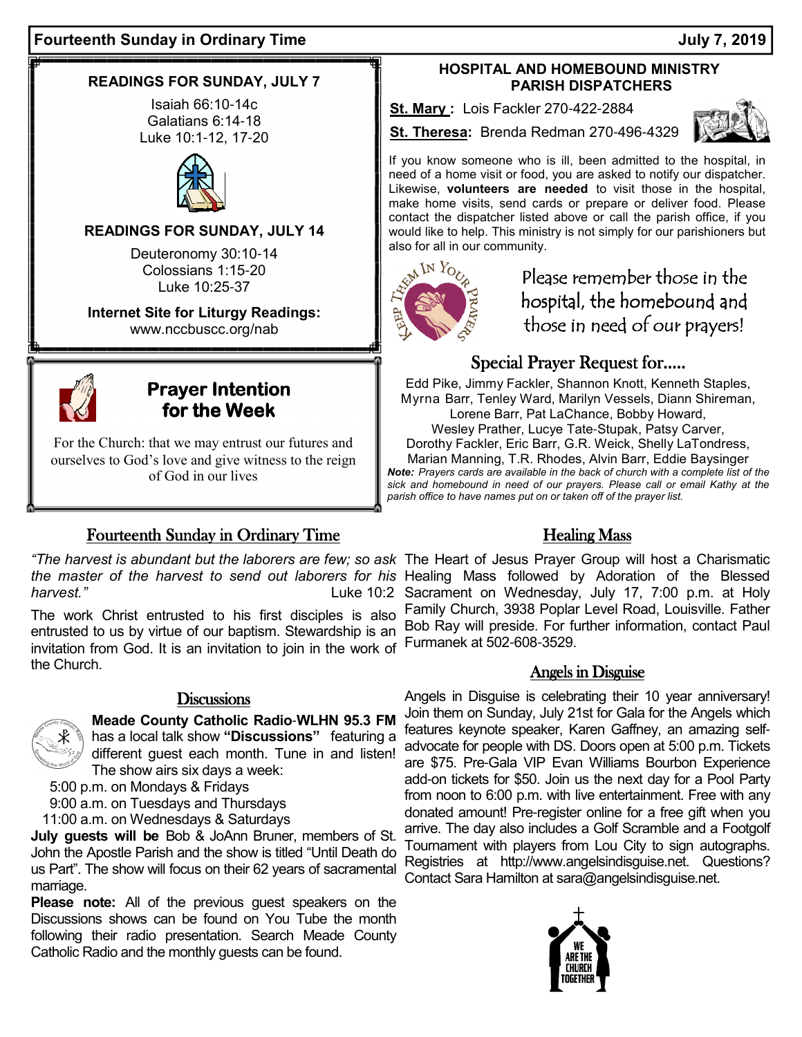## Fourteenth Sunday in Ordinary Time — July 7, 2019

### READINGS FOR SUNDAY, JULY 7

Isaiah 66:10-14c
Galatians 6:14-18
Luke 10:1-12, 17-20

### READINGS FOR SUNDAY, JULY 14

Deuteronomy 30:10-14
Colossians 1:15-20
Luke 10:25-37

**Internet Site for Liturgy Readings:**
www.nccbuscc.org/nab

### Prayer Intention for the Week

For the Church: that we may entrust our futures and ourselves to God's love and give witness to the reign of God in our lives

### HOSPITAL AND HOMEBOUND MINISTRY PARISH DISPATCHERS

**St. Mary:** Lois Fackler 270-422-2884

**St. Theresa:** Brenda Redman 270-496-4329

If you know someone who is ill, been admitted to the hospital, in need of a home visit or food, you are asked to notify our dispatcher. Likewise, **volunteers are needed** to visit those in the hospital, make home visits, send cards or prepare or deliver food. Please contact the dispatcher listed above or call the parish office, if you would like to help. This ministry is not simply for our parishioners but also for all in our community.

Keep Them In Your Prayers

Please remember those in the hospital, the homebound and those in need of our prayers!

### Special Prayer Request for.....

Edd Pike, Jimmy Fackler, Shannon Knott, Kenneth Staples, Myrna Barr, Tenley Ward, Marilyn Vessels, Diann Shireman, Lorene Barr, Pat LaChance, Bobby Howard, Wesley Prather, Lucye Tate-Stupak, Patsy Carver, Dorothy Fackler, Eric Barr, G.R. Weick, Shelly LaTondress, Marian Manning, T.R. Rhodes, Alvin Barr, Eddie Baysinger

***Note:*** *Prayers cards are available in the back of church with a complete list of the sick and homebound in need of our prayers. Please call or email Kathy at the parish office to have names put on or taken off of the prayer list.*

### Fourteenth Sunday in Ordinary Time

*"The harvest is abundant but the laborers are few; so ask the master of the harvest to send out laborers for his harvest."* Luke 10:2

The work Christ entrusted to his first disciples is also entrusted to us by virtue of our baptism. Stewardship is an invitation from God. It is an invitation to join in the work of the Church.

### Discussions

**Meade County Catholic Radio-WLHN 95.3 FM** has a local talk show **"Discussions"** featuring a different guest each month. Tune in and listen! The show airs six days a week:

5:00 p.m. on Mondays & Fridays
9:00 a.m. on Tuesdays and Thursdays
11:00 a.m. on Wednesdays & Saturdays

**July guests will be** Bob & JoAnn Bruner, members of St. John the Apostle Parish and the show is titled "Until Death do us Part". The show will focus on their 62 years of sacramental marriage.

**Please note:** All of the previous guest speakers on the Discussions shows can be found on You Tube the month following their radio presentation. Search Meade County Catholic Radio and the monthly guests can be found.

### Healing Mass

The Heart of Jesus Prayer Group will host a Charismatic Healing Mass followed by Adoration of the Blessed Sacrament on Wednesday, July 17, 7:00 p.m. at Holy Family Church, 3938 Poplar Level Road, Louisville. Father Bob Ray will preside. For further information, contact Paul Furmanek at 502-608-3529.

### Angels in Disguise

Angels in Disguise is celebrating their 10 year anniversary! Join them on Sunday, July 21st for Gala for the Angels which features keynote speaker, Karen Gaffney, an amazing self-advocate for people with DS. Doors open at 5:00 p.m. Tickets are $75. Pre-Gala VIP Evan Williams Bourbon Experience add-on tickets for $50. Join us the next day for a Pool Party from noon to 6:00 p.m. with live entertainment. Free with any donated amount! Pre-register online for a free gift when you arrive. The day also includes a Golf Scramble and a Footgolf Tournament with players from Lou City to sign autographs. Registries at http://www.angelsindisguise.net. Questions? Contact Sara Hamilton at sara@angelsindisguise.net.

WE ARE THE CHURCH TOGETHER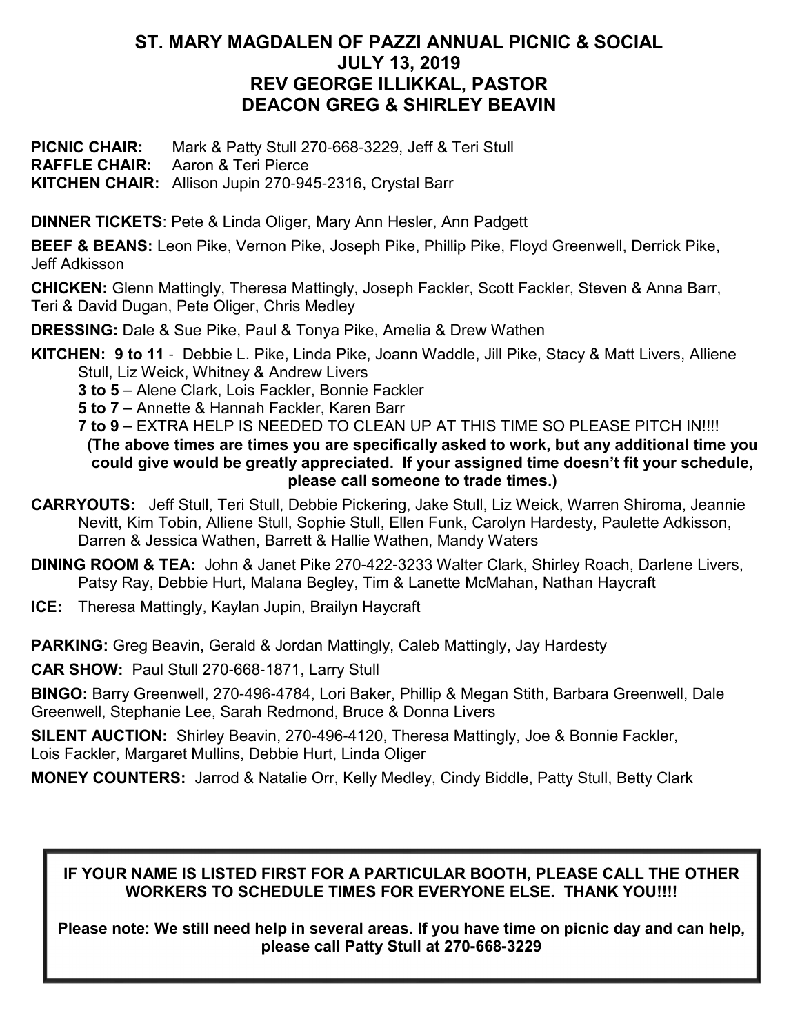# ST. MARY MAGDALEN OF PAZZI ANNUAL PICNIC & SOCIAL
# JULY 13, 2019
# REV GEORGE ILLIKKAL, PASTOR
# DEACON GREG & SHIRLEY BEAVIN

**PICNIC CHAIR:** Mark & Patty Stull 270-668-3229, Jeff & Teri Stull
**RAFFLE CHAIR:** Aaron & Teri Pierce
**KITCHEN CHAIR:** Allison Jupin 270-945-2316, Crystal Barr

**DINNER TICKETS**: Pete & Linda Oliger, Mary Ann Hesler, Ann Padgett

**BEEF & BEANS:** Leon Pike, Vernon Pike, Joseph Pike, Phillip Pike, Floyd Greenwell, Derrick Pike, Jeff Adkisson

**CHICKEN:** Glenn Mattingly, Theresa Mattingly, Joseph Fackler, Scott Fackler, Steven & Anna Barr, Teri & David Dugan, Pete Oliger, Chris Medley

**DRESSING:** Dale & Sue Pike, Paul & Tonya Pike, Amelia & Drew Wathen

**KITCHEN: 9 to 11** - Debbie L. Pike, Linda Pike, Joann Waddle, Jill Pike, Stacy & Matt Livers, Alliene Stull, Liz Weick, Whitney & Andrew Livers

**3 to 5** – Alene Clark, Lois Fackler, Bonnie Fackler

**5 to 7** – Annette & Hannah Fackler, Karen Barr

**7 to 9** – EXTRA HELP IS NEEDED TO CLEAN UP AT THIS TIME SO PLEASE PITCH IN!!!!

**(The above times are times you are specifically asked to work, but any additional time you could give would be greatly appreciated. If your assigned time doesn't fit your schedule, please call someone to trade times.)**

**CARRYOUTS:** Jeff Stull, Teri Stull, Debbie Pickering, Jake Stull, Liz Weick, Warren Shiroma, Jeannie Nevitt, Kim Tobin, Alliene Stull, Sophie Stull, Ellen Funk, Carolyn Hardesty, Paulette Adkisson, Darren & Jessica Wathen, Barrett & Hallie Wathen, Mandy Waters

**DINING ROOM & TEA:** John & Janet Pike 270-422-3233 Walter Clark, Shirley Roach, Darlene Livers, Patsy Ray, Debbie Hurt, Malana Begley, Tim & Lanette McMahan, Nathan Haycraft

**ICE:** Theresa Mattingly, Kaylan Jupin, Brailyn Haycraft

**PARKING:** Greg Beavin, Gerald & Jordan Mattingly, Caleb Mattingly, Jay Hardesty

**CAR SHOW:** Paul Stull 270-668-1871, Larry Stull

**BINGO:** Barry Greenwell, 270-496-4784, Lori Baker, Phillip & Megan Stith, Barbara Greenwell, Dale Greenwell, Stephanie Lee, Sarah Redmond, Bruce & Donna Livers

**SILENT AUCTION:** Shirley Beavin, 270-496-4120, Theresa Mattingly, Joe & Bonnie Fackler, Lois Fackler, Margaret Mullins, Debbie Hurt, Linda Oliger

**MONEY COUNTERS:** Jarrod & Natalie Orr, Kelly Medley, Cindy Biddle, Patty Stull, Betty Clark

**IF YOUR NAME IS LISTED FIRST FOR A PARTICULAR BOOTH, PLEASE CALL THE OTHER WORKERS TO SCHEDULE TIMES FOR EVERYONE ELSE. THANK YOU!!!!**

**Please note: We still need help in several areas. If you have time on picnic day and can help, please call Patty Stull at 270-668-3229**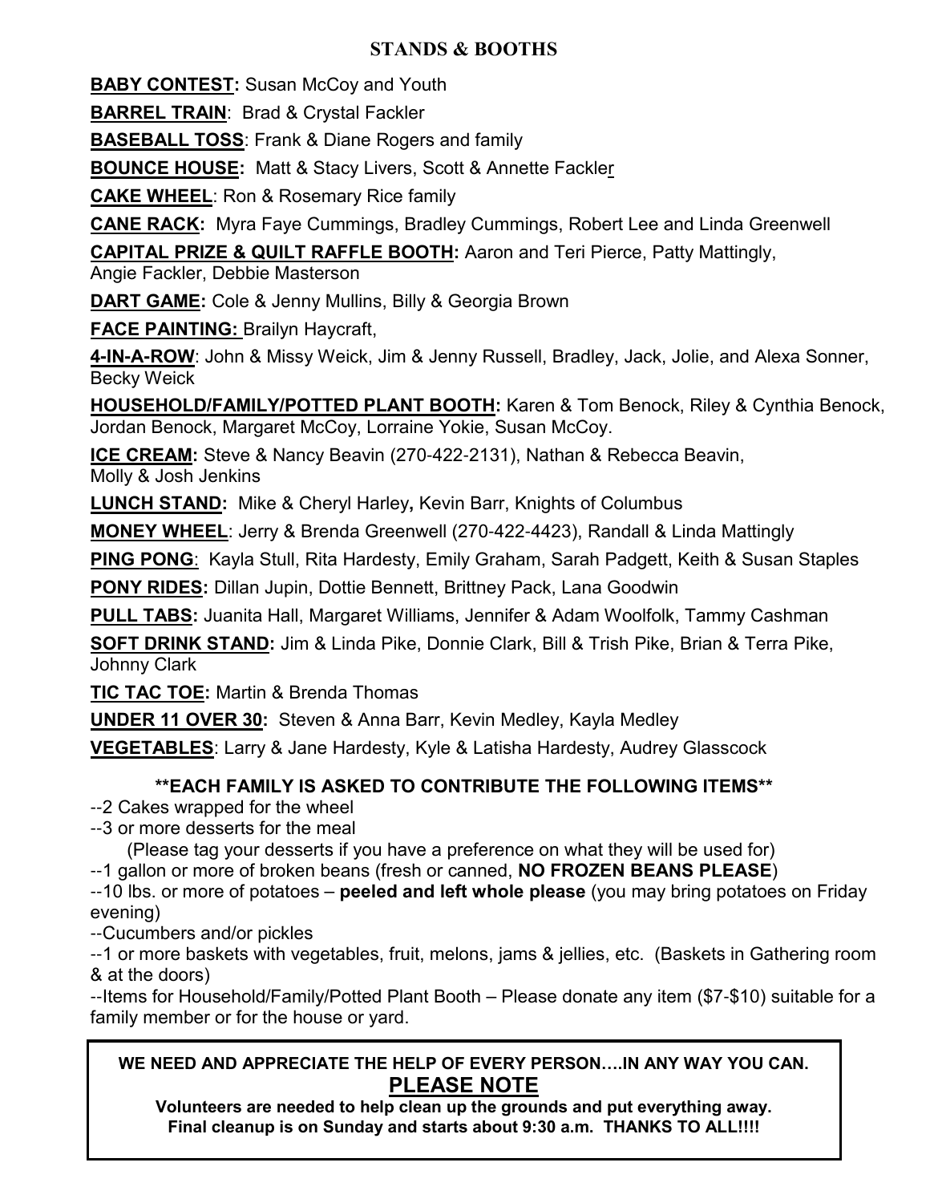## STANDS & BOOTHS

**BABY CONTEST:** Susan McCoy and Youth

**BARREL TRAIN**: Brad & Crystal Fackler

**BASEBALL TOSS**: Frank & Diane Rogers and family

**BOUNCE HOUSE:** Matt & Stacy Livers, Scott & Annette Fackler

**CAKE WHEEL**: Ron & Rosemary Rice family

**CANE RACK:** Myra Faye Cummings, Bradley Cummings, Robert Lee and Linda Greenwell

**CAPITAL PRIZE & QUILT RAFFLE BOOTH:** Aaron and Teri Pierce, Patty Mattingly, Angie Fackler, Debbie Masterson

**DART GAME:** Cole & Jenny Mullins, Billy & Georgia Brown

**FACE PAINTING:** Brailyn Haycraft,

**4-IN-A-ROW**: John & Missy Weick, Jim & Jenny Russell, Bradley, Jack, Jolie, and Alexa Sonner, Becky Weick

**HOUSEHOLD/FAMILY/POTTED PLANT BOOTH:** Karen & Tom Benock, Riley & Cynthia Benock, Jordan Benock, Margaret McCoy, Lorraine Yokie, Susan McCoy.

**ICE CREAM:** Steve & Nancy Beavin (270-422-2131), Nathan & Rebecca Beavin, Molly & Josh Jenkins

**LUNCH STAND:** Mike & Cheryl Harley**,** Kevin Barr, Knights of Columbus

**MONEY WHEEL**: Jerry & Brenda Greenwell (270-422-4423), Randall & Linda Mattingly

**PING PONG**: Kayla Stull, Rita Hardesty, Emily Graham, Sarah Padgett, Keith & Susan Staples

**PONY RIDES:** Dillan Jupin, Dottie Bennett, Brittney Pack, Lana Goodwin

**PULL TABS:** Juanita Hall, Margaret Williams, Jennifer & Adam Woolfolk, Tammy Cashman

**SOFT DRINK STAND:** Jim & Linda Pike, Donnie Clark, Bill & Trish Pike, Brian & Terra Pike, Johnny Clark

**TIC TAC TOE:** Martin & Brenda Thomas

**UNDER 11 OVER 30:** Steven & Anna Barr, Kevin Medley, Kayla Medley

**VEGETABLES**: Larry & Jane Hardesty, Kyle & Latisha Hardesty, Audrey Glasscock

**\*\*EACH FAMILY IS ASKED TO CONTRIBUTE THE FOLLOWING ITEMS\*\***

--2 Cakes wrapped for the wheel

--3 or more desserts for the meal

(Please tag your desserts if you have a preference on what they will be used for)

--1 gallon or more of broken beans (fresh or canned, **NO FROZEN BEANS PLEASE**)

--10 lbs. or more of potatoes – **peeled and left whole please** (you may bring potatoes on Friday evening)

--Cucumbers and/or pickles

--1 or more baskets with vegetables, fruit, melons, jams & jellies, etc. (Baskets in Gathering room & at the doors)

--Items for Household/Family/Potted Plant Booth – Please donate any item ($7-$10) suitable for a family member or for the house or yard.

**WE NEED AND APPRECIATE THE HELP OF EVERY PERSON….IN ANY WAY YOU CAN.**

**PLEASE NOTE**

**Volunteers are needed to help clean up the grounds and put everything away. Final cleanup is on Sunday and starts about 9:30 a.m. THANKS TO ALL!!!!**